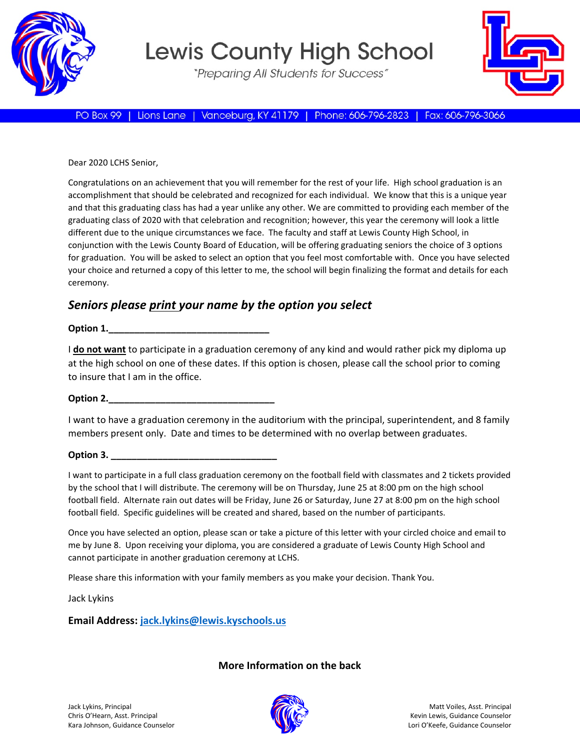# Lewis County High School

*"Preparing All Students for Success"*

PO Box 99 | Lions Lane | Vanceburg, KY 41179 | Phone: 606-796-2823 | Fax: 606-796-3066

Dear 2020 LCHS Senior,

Congratulations on an achievement that you will remember for the rest of your life. High school graduation is an accomplishment that should be celebrated and recognized for each individual. We know that this is a unique year and that this graduating class has had a year unlike any other. We are committed to providing each member of the graduating class of 2020 with that celebration and recognition; however, this year the ceremony will look a little different due to the unique circumstances we face. The faculty and staff at Lewis County High School, in conjunction with the Lewis County Board of Education, will be offering graduating seniors the choice of 3 options for graduation. You will be asked to select an option that you feel most comfortable with. Once you have selected your choice and returned a copy of this letter to me, the school will begin finalizing the format and details for each ceremony.

## *Seniors please print your name by the option you select*

**Option 1.______________________________**

I **do not want** to participate in a graduation ceremony of any kind and would rather pick my diploma up at the high school on one of these dates. If this option is chosen, please call the school prior to coming to insure that I am in the office.

**Option 2.______________________________**

I want to have a graduation ceremony in the auditorium with the principal, superintendent, and 8 family members present only. Date and times to be determined with no overlap between graduates.

**Option 3. ______________________________**

I want to participate in a full class graduation ceremony on the football field with classmates and 2 tickets provided by the school that I will distribute. The ceremony will be on Thursday, June 25 at 8:00 pm on the high school football field. Alternate rain out dates will be Friday, June 26 or Saturday, June 27 at 8:00 pm on the high school football field. Specific guidelines will be created and shared, based on the number of participants.

Once you have selected an option, please scan or take a picture of this letter with your circled choice and email to me by June 8. Upon receiving your diploma, you are considered a graduate of Lewis County High School and cannot participate in another graduation ceremony at LCHS.

Please share this information with your family members as you make your decision. Thank You.

Jack Lykins

**Email Address: jack.lykins@lewis.kyschools.us**

**More Information on the back**

Jack Lykins, Principal
Chris O'Hearn, Asst. Principal
Kara Johnson, Guidance Counselor

Matt Voiles, Asst. Principal
Kevin Lewis, Guidance Counselor
Lori O'Keefe, Guidance Counselor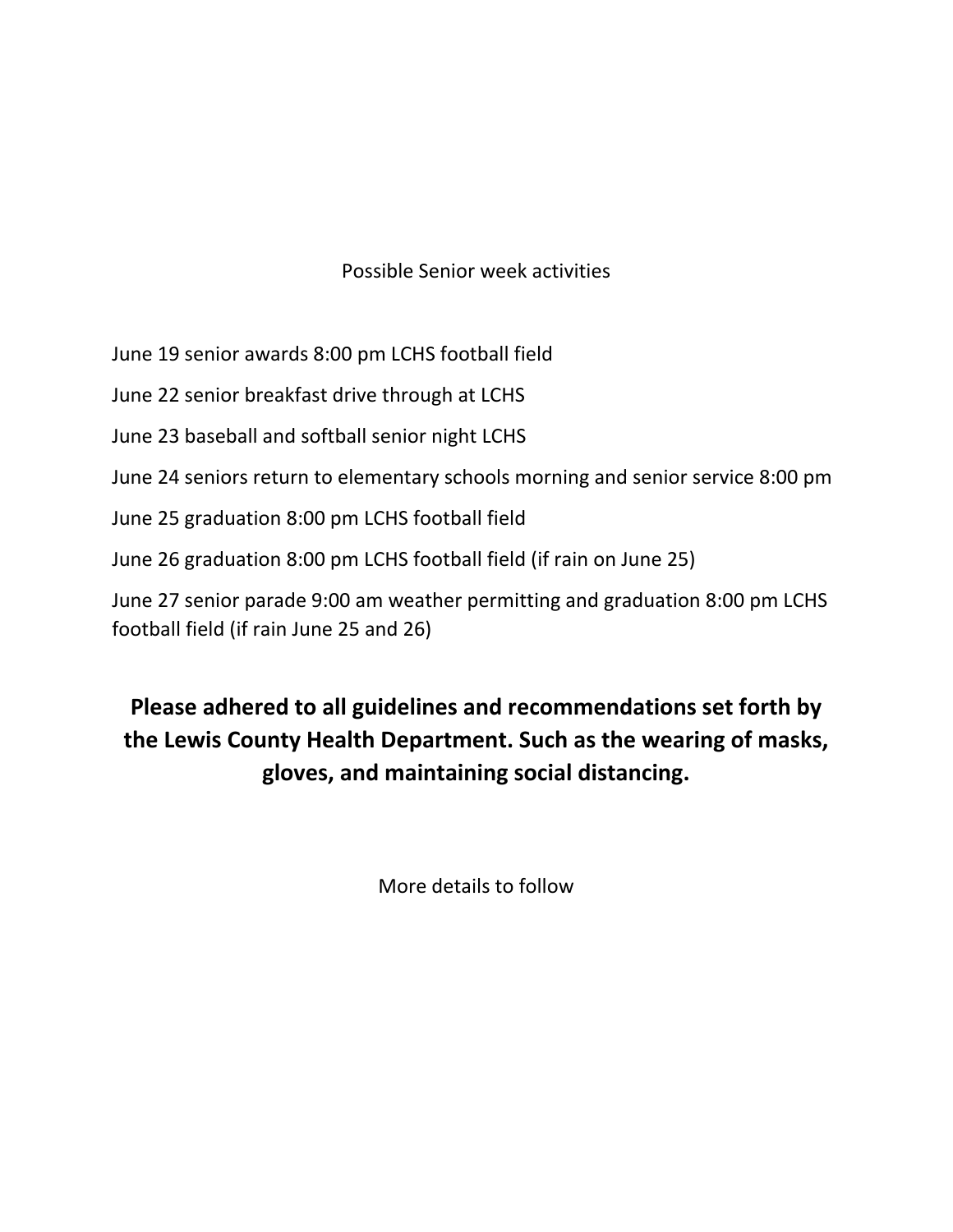Possible Senior week activities

June 19 senior awards 8:00 pm LCHS football field

June 22 senior breakfast drive through at LCHS

June 23 baseball and softball senior night LCHS

June 24 seniors return to elementary schools morning and senior service 8:00 pm

June 25 graduation 8:00 pm LCHS football field

June 26 graduation 8:00 pm LCHS football field (if rain on June 25)

June 27 senior parade 9:00 am weather permitting and graduation 8:00 pm LCHS football field (if rain June 25 and 26)

**Please adhered to all guidelines and recommendations set forth by the Lewis County Health Department. Such as the wearing of masks, gloves, and maintaining social distancing.**

More details to follow